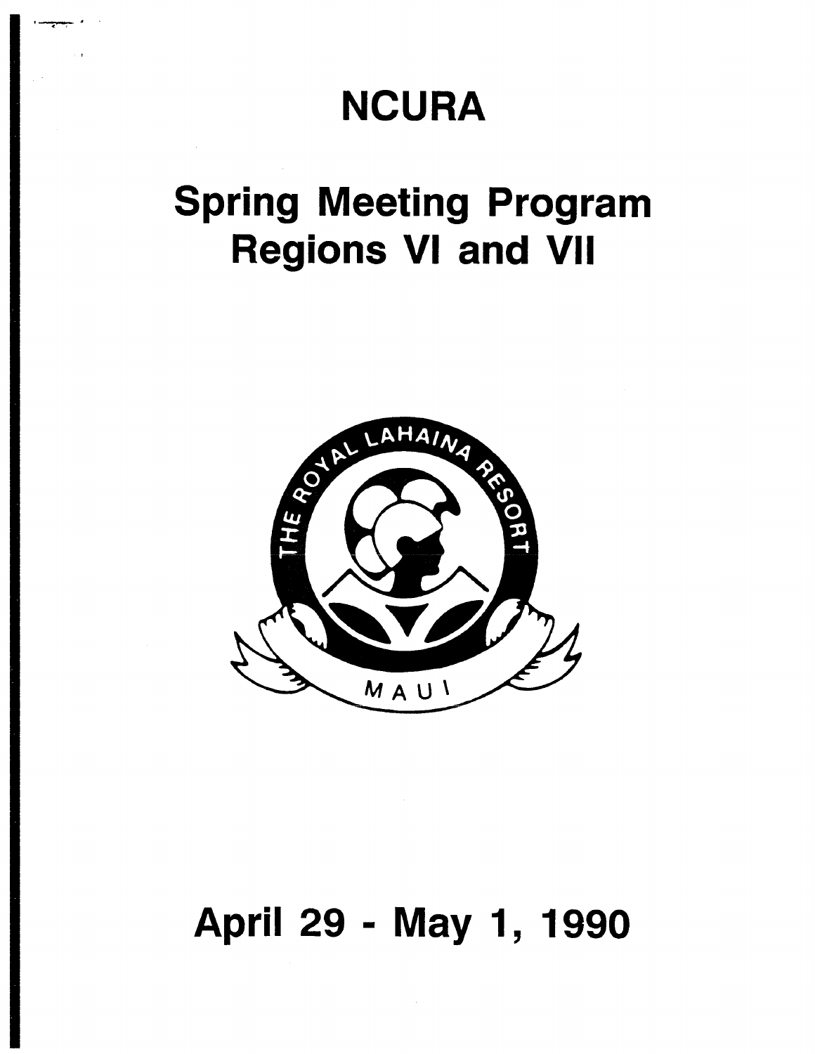# NCURA

## Spring Meeting Program
## Regions VI and VII

THE ROYAL LAHAINA RESORT

MAUI

## April 29 - May 1, 1990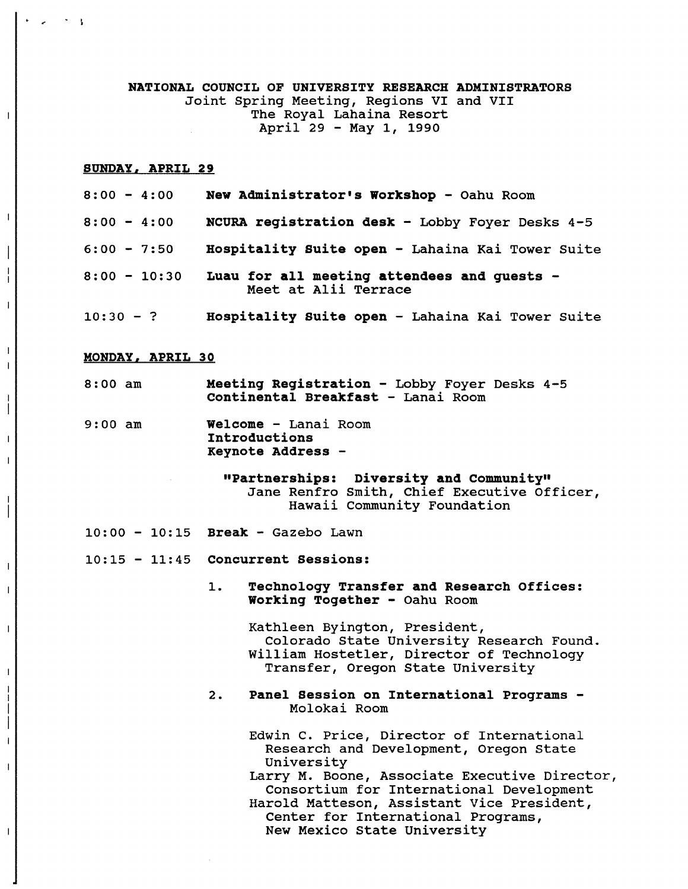**NATIONAL COUNCIL OF UNIVERSITY RESEARCH ADMINISTRATORS**
Joint Spring Meeting, Regions VI and VII
The Royal Lahaina Resort
April 29 - May 1, 1990

## SUNDAY, APRIL 29

8:00 - 4:00 **New Administrator's Workshop** - Oahu Room

8:00 - 4:00 **NCURA registration desk** - Lobby Foyer Desks 4-5

6:00 - 7:50 **Hospitality Suite open** - Lahaina Kai Tower Suite

8:00 - 10:30 **Luau for all meeting attendees and guests** - Meet at Alii Terrace

10:30 - ? **Hospitality Suite open** - Lahaina Kai Tower Suite

## MONDAY, APRIL 30

8:00 am **Meeting Registration** - Lobby Foyer Desks 4-5
**Continental Breakfast** - Lanai Room

9:00 am **Welcome** - Lanai Room
**Introductions**
**Keynote Address** -

**"Partnerships: Diversity and Community"**
Jane Renfro Smith, Chief Executive Officer, Hawaii Community Foundation

10:00 - 10:15 **Break** - Gazebo Lawn

10:15 - 11:45 **Concurrent Sessions:**

1. **Technology Transfer and Research Offices: Working Together** - Oahu Room

   Kathleen Byington, President, Colorado State University Research Found.
   William Hostetler, Director of Technology Transfer, Oregon State University

2. **Panel Session on International Programs** - Molokai Room

   Edwin C. Price, Director of International Research and Development, Oregon State University
   Larry M. Boone, Associate Executive Director, Consortium for International Development
   Harold Matteson, Assistant Vice President, Center for International Programs, New Mexico State University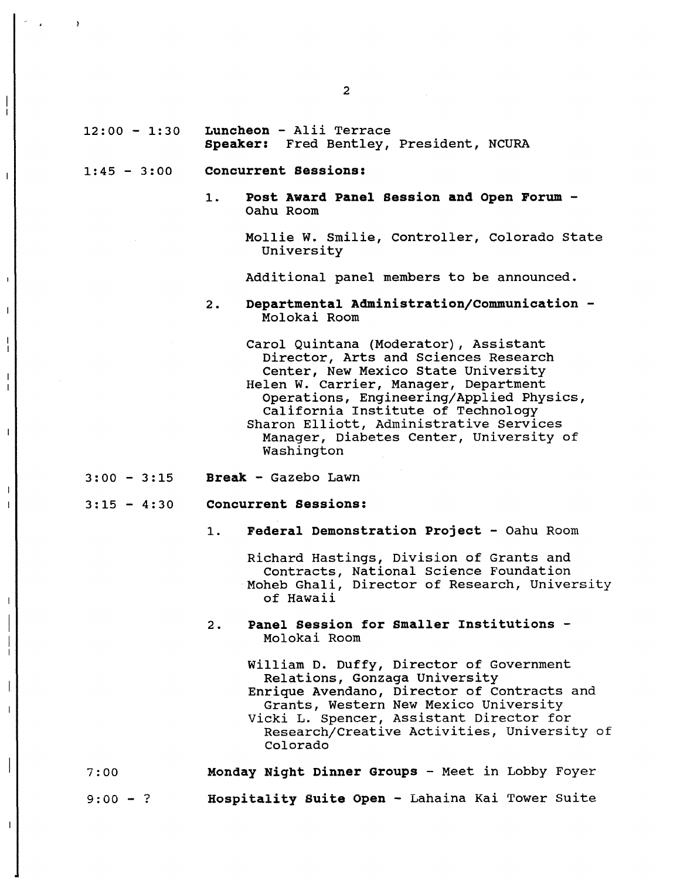12:00 - 1:30 **Luncheon** - Alii Terrace
**Speaker:** Fred Bentley, President, NCURA

1:45 - 3:00 **Concurrent Sessions:**

1. **Post Award Panel Session and Open Forum** - Oahu Room

   Mollie W. Smilie, Controller, Colorado State University

   Additional panel members to be announced.

2. **Departmental Administration/Communication** - Molokai Room

   Carol Quintana (Moderator), Assistant Director, Arts and Sciences Research Center, New Mexico State University
   Helen W. Carrier, Manager, Department Operations, Engineering/Applied Physics, California Institute of Technology
   Sharon Elliott, Administrative Services Manager, Diabetes Center, University of Washington

3:00 - 3:15 **Break** - Gazebo Lawn

3:15 - 4:30 **Concurrent Sessions:**

1. **Federal Demonstration Project** - Oahu Room

   Richard Hastings, Division of Grants and Contracts, National Science Foundation
   Moheb Ghali, Director of Research, University of Hawaii

2. **Panel Session for Smaller Institutions** - Molokai Room

   William D. Duffy, Director of Government Relations, Gonzaga University
   Enrique Avendano, Director of Contracts and Grants, Western New Mexico University
   Vicki L. Spencer, Assistant Director for Research/Creative Activities, University of Colorado

7:00 **Monday Night Dinner Groups** - Meet in Lobby Foyer

9:00 - ? **Hospitality Suite Open** - Lahaina Kai Tower Suite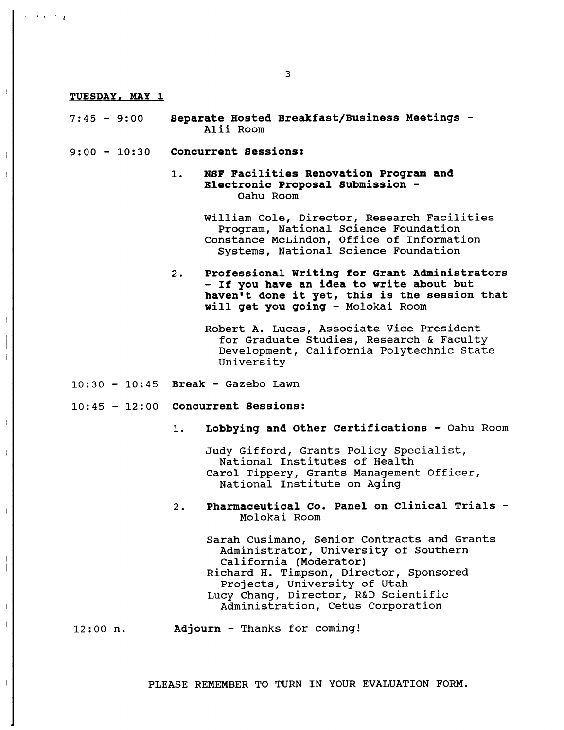**TUESDAY, MAY 1**

7:45 - 9:00 **Separate Hosted Breakfast/Business Meetings** - Alii Room

9:00 - 10:30 **Concurrent Sessions:**

1. **NSF Facilities Renovation Program and Electronic Proposal Submission** - Oahu Room

   William Cole, Director, Research Facilities Program, National Science Foundation
   Constance McLindon, Office of Information Systems, National Science Foundation

2. **Professional Writing for Grant Administrators - If you have an idea to write about but haven't done it yet, this is the session that will get you going** - Molokai Room

   Robert A. Lucas, Associate Vice President for Graduate Studies, Research & Faculty Development, California Polytechnic State University

10:30 - 10:45 **Break** - Gazebo Lawn

10:45 - 12:00 **Concurrent Sessions:**

1. **Lobbying and Other Certifications** - Oahu Room

   Judy Gifford, Grants Policy Specialist, National Institutes of Health
   Carol Tippery, Grants Management Officer, National Institute on Aging

2. **Pharmaceutical Co. Panel on Clinical Trials** - Molokai Room

   Sarah Cusimano, Senior Contracts and Grants Administrator, University of Southern California (Moderator)
   Richard H. Timpson, Director, Sponsored Projects, University of Utah
   Lucy Chang, Director, R&D Scientific Administration, Cetus Corporation

12:00 n. **Adjourn** - Thanks for coming!

PLEASE REMEMBER TO TURN IN YOUR EVALUATION FORM.